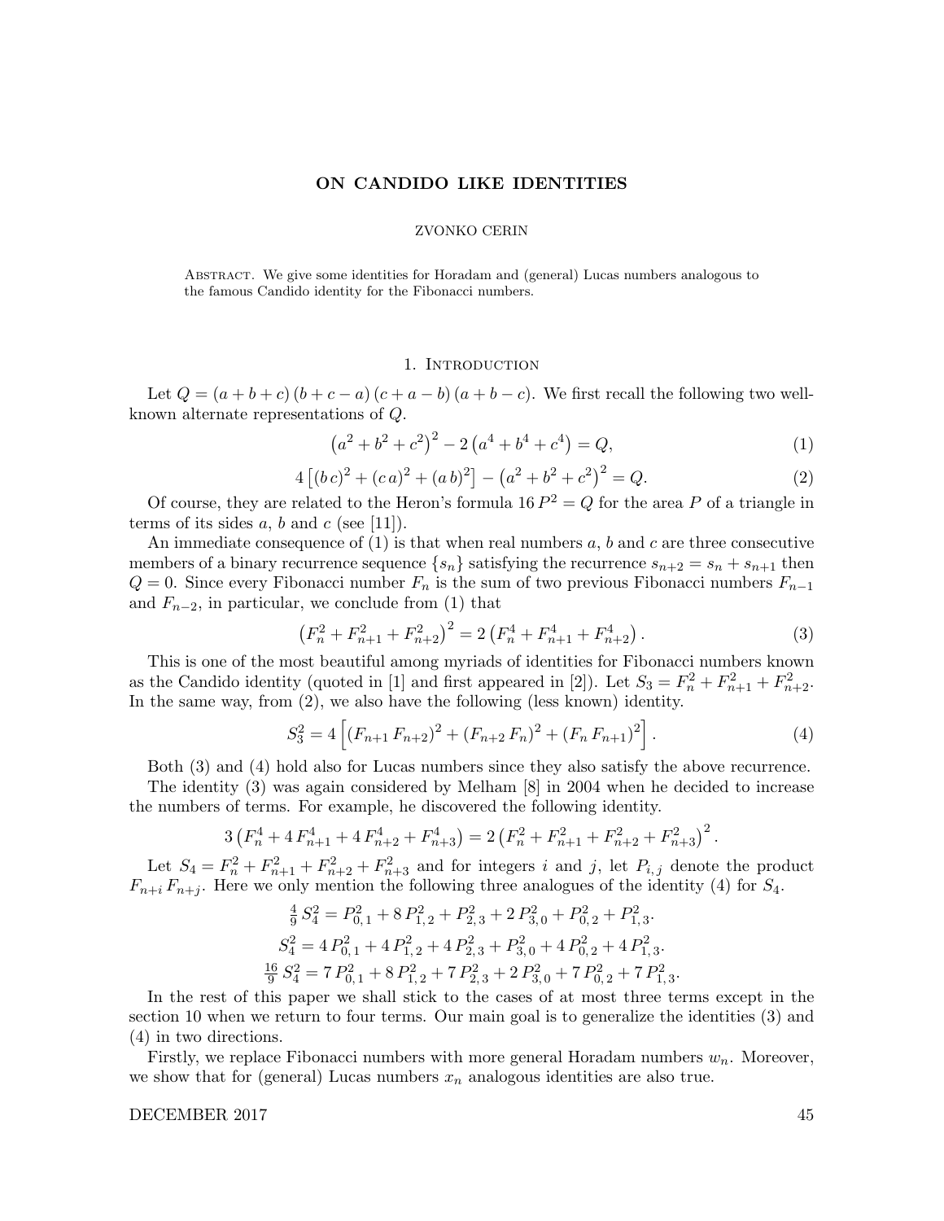# ON CANDIDO LIKE IDENTITIES

ZVONKO CERIN

Abstract. We give some identities for Horadam and (general) Lucas numbers analogous to the famous Candido identity for the Fibonacci numbers.

## 1. Introduction

Let $Q = (a+b+c)\,(b+c-a)\,(c+a-b)\,(a+b-c)$. We first recall the following two well-known alternate representations of $Q$.

$$\left(a^2+b^2+c^2\right)^2 - 2\left(a^4+b^4+c^4\right) = Q, \tag{1}$$

$$4\left[(b\,c)^2+(c\,a)^2+(a\,b)^2\right] - \left(a^2+b^2+c^2\right)^2 = Q. \tag{2}$$

Of course, they are related to the Heron's formula $16\,P^2 = Q$ for the area $P$ of a triangle in terms of its sides $a$, $b$ and $c$ (see [11]).

An immediate consequence of (1) is that when real numbers $a$, $b$ and $c$ are three consecutive members of a binary recurrence sequence $\{s_n\}$ satisfying the recurrence $s_{n+2} = s_n + s_{n+1}$ then $Q = 0$. Since every Fibonacci number $F_n$ is the sum of two previous Fibonacci numbers $F_{n-1}$ and $F_{n-2}$, in particular, we conclude from (1) that

$$\left(F_n^2+F_{n+1}^2+F_{n+2}^2\right)^2 = 2\left(F_n^4+F_{n+1}^4+F_{n+2}^4\right). \tag{3}$$

This is one of the most beautiful among myriads of identities for Fibonacci numbers known as the Candido identity (quoted in [1] and first appeared in [2]). Let $S_3 = F_n^2+F_{n+1}^2+F_{n+2}^2$. In the same way, from (2), we also have the following (less known) identity.

$$S_3^2 = 4\left[(F_{n+1}\,F_{n+2})^2+(F_{n+2}\,F_n)^2+(F_n\,F_{n+1})^2\right]. \tag{4}$$

Both (3) and (4) hold also for Lucas numbers since they also satisfy the above recurrence.

The identity (3) was again considered by Melham [8] in 2004 when he decided to increase the numbers of terms. For example, he discovered the following identity.

$$3\left(F_n^4+4\,F_{n+1}^4+4\,F_{n+2}^4+F_{n+3}^4\right) = 2\left(F_n^2+F_{n+1}^2+F_{n+2}^2+F_{n+3}^2\right)^2.$$

Let $S_4 = F_n^2+F_{n+1}^2+F_{n+2}^2+F_{n+3}^2$ and for integers $i$ and $j$, let $P_{i,j}$ denote the product $F_{n+i}\,F_{n+j}$. Here we only mention the following three analogues of the identity (4) for $S_4$.

$$\tfrac{4}{9}\,S_4^2 = P_{0,1}^2+8\,P_{1,2}^2+P_{2,3}^2+2\,P_{3,0}^2+P_{0,2}^2+P_{1,3}^2.$$

$$S_4^2 = 4\,P_{0,1}^2+4\,P_{1,2}^2+4\,P_{2,3}^2+P_{3,0}^2+4\,P_{0,2}^2+4\,P_{1,3}^2.$$

$$\tfrac{16}{9}\,S_4^2 = 7\,P_{0,1}^2+8\,P_{1,2}^2+7\,P_{2,3}^2+2\,P_{3,0}^2+7\,P_{0,2}^2+7\,P_{1,3}^2.$$

In the rest of this paper we shall stick to the cases of at most three terms except in the section 10 when we return to four terms. Our main goal is to generalize the identities (3) and (4) in two directions.

Firstly, we replace Fibonacci numbers with more general Horadam numbers $w_n$. Moreover, we show that for (general) Lucas numbers $x_n$ analogous identities are also true.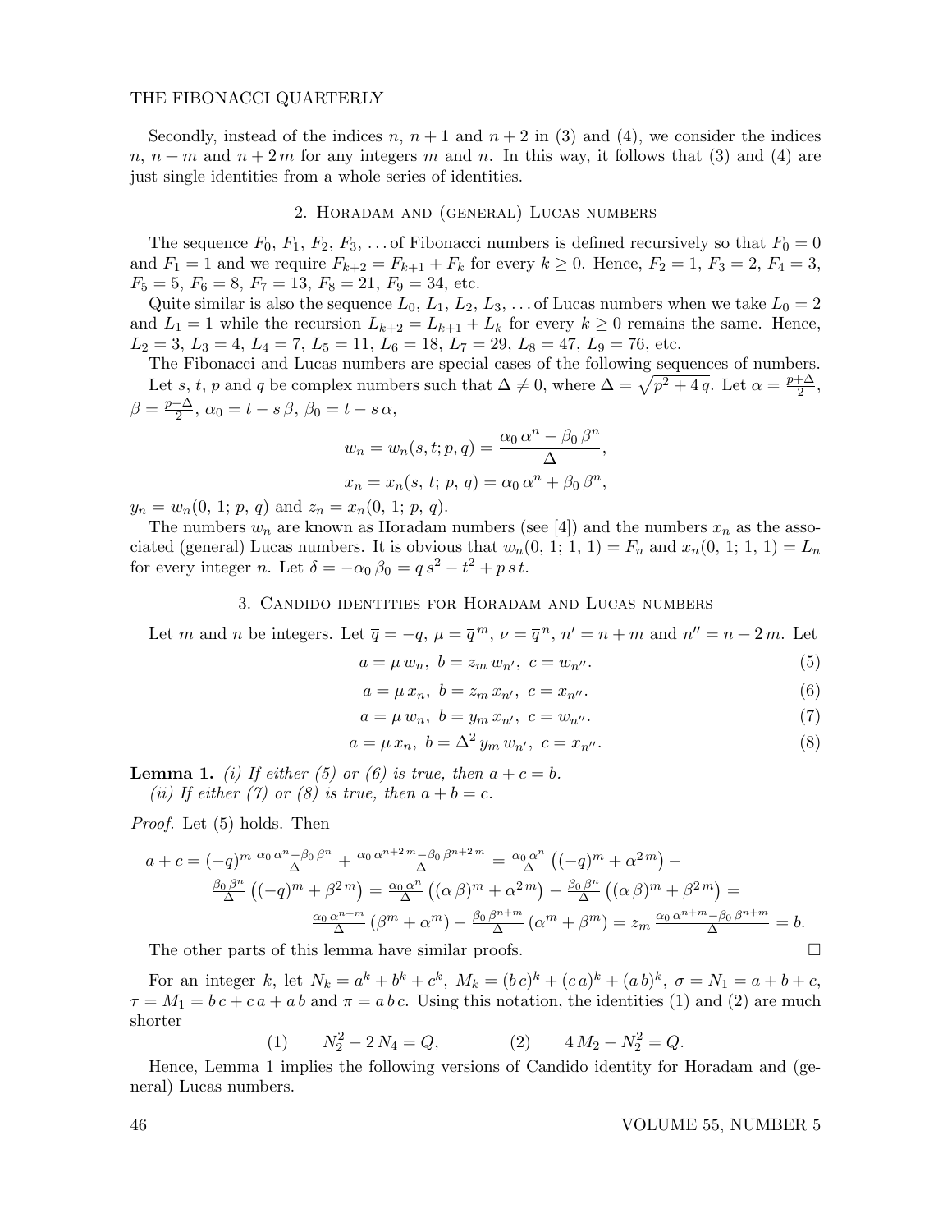Secondly, instead of the indices $n$, $n+1$ and $n+2$ in (3) and (4), we consider the indices $n$, $n+m$ and $n+2\,m$ for any integers $m$ and $n$. In this way, it follows that (3) and (4) are just single identities from a whole series of identities.

## 2. Horadam and (general) Lucas numbers

The sequence $F_0, F_1, F_2, F_3, \ldots$ of Fibonacci numbers is defined recursively so that $F_0 = 0$ and $F_1 = 1$ and we require $F_{k+2} = F_{k+1} + F_k$ for every $k \geq 0$. Hence, $F_2 = 1$, $F_3 = 2$, $F_4 = 3$, $F_5 = 5$, $F_6 = 8$, $F_7 = 13$, $F_8 = 21$, $F_9 = 34$, etc.

Quite similar is also the sequence $L_0, L_1, L_2, L_3, \ldots$ of Lucas numbers when we take $L_0 = 2$ and $L_1 = 1$ while the recursion $L_{k+2} = L_{k+1} + L_k$ for every $k \geq 0$ remains the same. Hence, $L_2 = 3$, $L_3 = 4$, $L_4 = 7$, $L_5 = 11$, $L_6 = 18$, $L_7 = 29$, $L_8 = 47$, $L_9 = 76$, etc.

The Fibonacci and Lucas numbers are special cases of the following sequences of numbers.

Let $s$, $t$, $p$ and $q$ be complex numbers such that $\Delta \neq 0$, where $\Delta = \sqrt{p^2 + 4\,q}$. Let $\alpha = \frac{p+\Delta}{2}$, $\beta = \frac{p-\Delta}{2}$, $\alpha_0 = t - s\,\beta$, $\beta_0 = t - s\,\alpha$,

$$w_n = w_n(s, t; p, q) = \frac{\alpha_0\,\alpha^n - \beta_0\,\beta^n}{\Delta},$$

$$x_n = x_n(s,\, t;\, p,\, q) = \alpha_0\,\alpha^n + \beta_0\,\beta^n,$$

$y_n = w_n(0,\, 1;\, p,\, q)$ and $z_n = x_n(0,\, 1;\, p,\, q)$.

The numbers $w_n$ are known as Horadam numbers (see [4]) and the numbers $x_n$ as the associated (general) Lucas numbers. It is obvious that $w_n(0,\, 1;\, 1,\, 1) = F_n$ and $x_n(0,\, 1;\, 1,\, 1) = L_n$ for every integer $n$. Let $\delta = -\alpha_0\,\beta_0 = q\,s^2 - t^2 + p\,s\,t$.

## 3. Candido identities for Horadam and Lucas numbers

Let $m$ and $n$ be integers. Let $\overline{q} = -q$, $\mu = \overline{q}^{\,m}$, $\nu = \overline{q}^{\,n}$, $n' = n + m$ and $n'' = n + 2\,m$. Let

$$a = \mu\, w_n,\ b = z_m\, w_{n'},\ c = w_{n''}. \tag{5}$$

$$a = \mu\, x_n,\ b = z_m\, x_{n'},\ c = x_{n''}. \tag{6}$$

$$a = \mu\, w_n,\ b = y_m\, x_{n'},\ c = w_{n''}. \tag{7}$$

$$a = \mu\, x_n,\ b = \Delta^2\, y_m\, w_{n'},\ c = x_{n''}. \tag{8}$$

**Lemma 1.** *(i) If either (5) or (6) is true, then $a + c = b$.*
*(ii) If either (7) or (8) is true, then $a + b = c$.*

*Proof.* Let (5) holds. Then

$$a + c = (-q)^m\,\tfrac{\alpha_0\,\alpha^n - \beta_0\,\beta^n}{\Delta} + \tfrac{\alpha_0\,\alpha^{n+2\,m} - \beta_0\,\beta^{n+2\,m}}{\Delta} = \tfrac{\alpha_0\,\alpha^n}{\Delta}\left((-q)^m + \alpha^{2\,m}\right) - \tfrac{\beta_0\,\beta^n}{\Delta}\left((-q)^m + \beta^{2\,m}\right) = \tfrac{\alpha_0\,\alpha^n}{\Delta}\left((\alpha\,\beta)^m + \alpha^{2\,m}\right) - \tfrac{\beta_0\,\beta^n}{\Delta}\left((\alpha\,\beta)^m + \beta^{2\,m}\right) = \tfrac{\alpha_0\,\alpha^{n+m}}{\Delta}\left(\beta^m + \alpha^m\right) - \tfrac{\beta_0\,\beta^{n+m}}{\Delta}\left(\alpha^m + \beta^m\right) = z_m\,\tfrac{\alpha_0\,\alpha^{n+m} - \beta_0\,\beta^{n+m}}{\Delta} = b.$$

The other parts of this lemma have similar proofs. $\square$

For an integer $k$, let $N_k = a^k + b^k + c^k$, $M_k = (b\,c)^k + (c\,a)^k + (a\,b)^k$, $\sigma = N_1 = a + b + c$, $\tau = M_1 = b\,c + c\,a + a\,b$ and $\pi = a\,b\,c$. Using this notation, the identities (1) and (2) are much shorter

$$(1) \qquad N_2^2 - 2\,N_4 = Q, \qquad\qquad (2) \qquad 4\,M_2 - N_2^2 = Q.$$

Hence, Lemma 1 implies the following versions of Candido identity for Horadam and (general) Lucas numbers.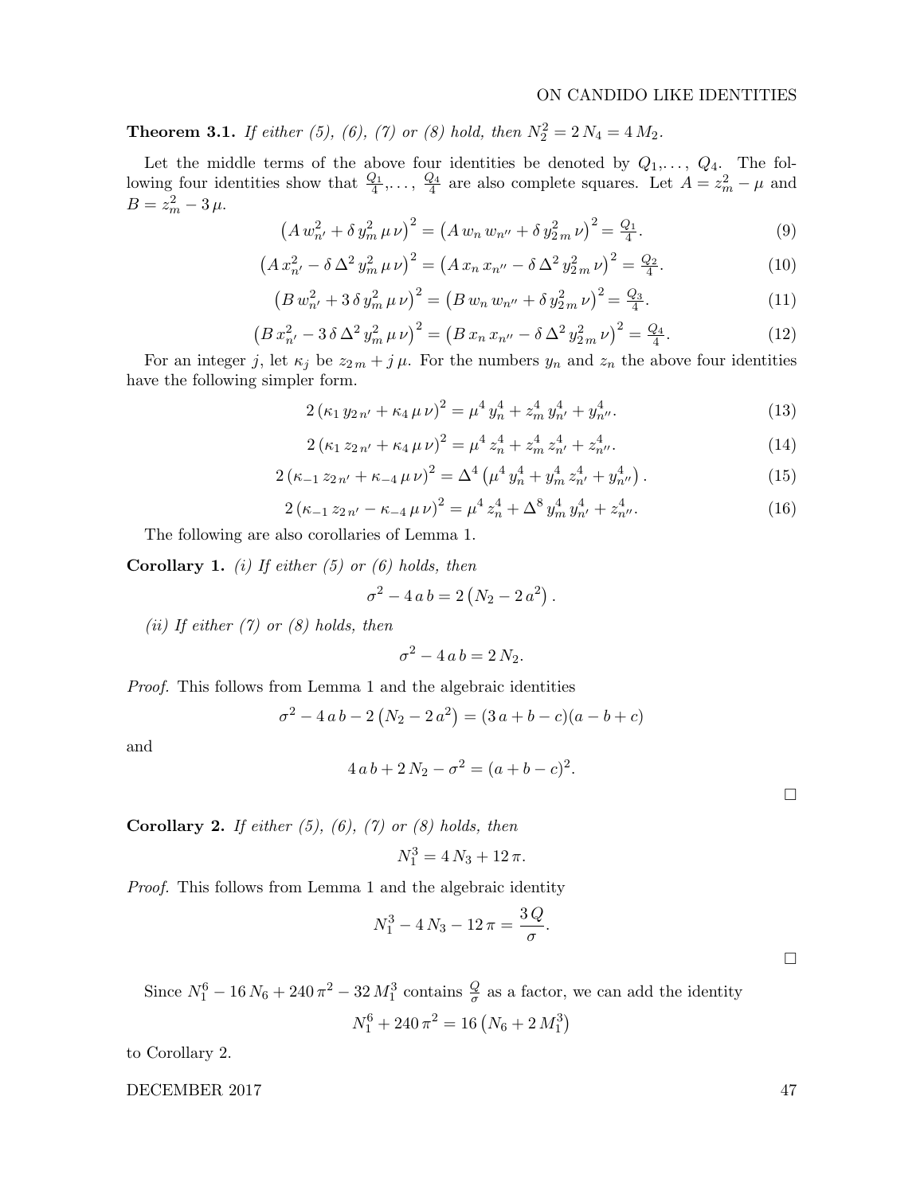**Theorem 3.1.** *If either (5), (6), (7) or (8) hold, then $N_2^2 = 2\,N_4 = 4\,M_2$.*

Let the middle terms of the above four identities be denoted by $Q_1,\dots,\ Q_4$. The following four identities show that $\frac{Q_1}{4},\dots,\ \frac{Q_4}{4}$ are also complete squares. Let $A = z_m^2 - \mu$ and $B = z_m^2 - 3\,\mu$.

$$\left(A\,w_{n'}^2 + \delta\,y_m^2\,\mu\,\nu\right)^2 = \left(A\,w_n\,w_{n''} + \delta\,y_{2\,m}^2\,\nu\right)^2 = \tfrac{Q_1}{4}. \tag{9}$$

$$\left(A\,x_{n'}^2 - \delta\,\Delta^2\,y_m^2\,\mu\,\nu\right)^2 = \left(A\,x_n\,x_{n''} - \delta\,\Delta^2\,y_{2\,m}^2\,\nu\right)^2 = \tfrac{Q_2}{4}. \tag{10}$$

$$\left(B\,w_{n'}^2 + 3\,\delta\,y_m^2\,\mu\,\nu\right)^2 = \left(B\,w_n\,w_{n''} + \delta\,y_{2\,m}^2\,\nu\right)^2 = \tfrac{Q_3}{4}. \tag{11}$$

$$\left(B\,x_{n'}^2 - 3\,\delta\,\Delta^2\,y_m^2\,\mu\,\nu\right)^2 = \left(B\,x_n\,x_{n''} - \delta\,\Delta^2\,y_{2\,m}^2\,\nu\right)^2 = \tfrac{Q_4}{4}. \tag{12}$$

For an integer $j$, let $\kappa_j$ be $z_{2\,m} + j\,\mu$. For the numbers $y_n$ and $z_n$ the above four identities have the following simpler form.

$$2\left(\kappa_1\,y_{2\,n'} + \kappa_4\,\mu\,\nu\right)^2 = \mu^4\,y_n^4 + z_m^4\,y_{n'}^4 + y_{n''}^4. \tag{13}$$

$$2\left(\kappa_1\,z_{2\,n'} + \kappa_4\,\mu\,\nu\right)^2 = \mu^4\,z_n^4 + z_m^4\,z_{n'}^4 + z_{n''}^4. \tag{14}$$

$$2\left(\kappa_{-1}\,z_{2\,n'} + \kappa_{-4}\,\mu\,\nu\right)^2 = \Delta^4\left(\mu^4\,y_n^4 + y_m^4\,z_{n'}^4 + y_{n''}^4\right). \tag{15}$$

$$2\left(\kappa_{-1}\,z_{2\,n'} - \kappa_{-4}\,\mu\,\nu\right)^2 = \mu^4\,z_n^4 + \Delta^8\,y_m^4\,y_{n'}^4 + z_{n''}^4. \tag{16}$$

The following are also corollaries of Lemma 1.

**Corollary 1.** *(i) If either (5) or (6) holds, then*

$$\sigma^2 - 4\,a\,b = 2\left(N_2 - 2\,a^2\right).$$

*(ii) If either (7) or (8) holds, then*

$$\sigma^2 - 4\,a\,b = 2\,N_2.$$

*Proof.* This follows from Lemma 1 and the algebraic identities

$$\sigma^2 - 4\,a\,b - 2\left(N_2 - 2\,a^2\right) = (3\,a + b - c)(a - b + c)$$

and

$$4\,a\,b + 2\,N_2 - \sigma^2 = (a + b - c)^2.$$

□

**Corollary 2.** *If either (5), (6), (7) or (8) holds, then*

$$N_1^3 = 4\,N_3 + 12\,\pi.$$

*Proof.* This follows from Lemma 1 and the algebraic identity

$$N_1^3 - 4\,N_3 - 12\,\pi = \frac{3\,Q}{\sigma}.$$

□

Since $N_1^6 - 16\,N_6 + 240\,\pi^2 - 32\,M_1^3$ contains $\frac{Q}{\sigma}$ as a factor, we can add the identity

$$N_1^6 + 240\,\pi^2 = 16\left(N_6 + 2\,M_1^3\right)$$

to Corollary 2.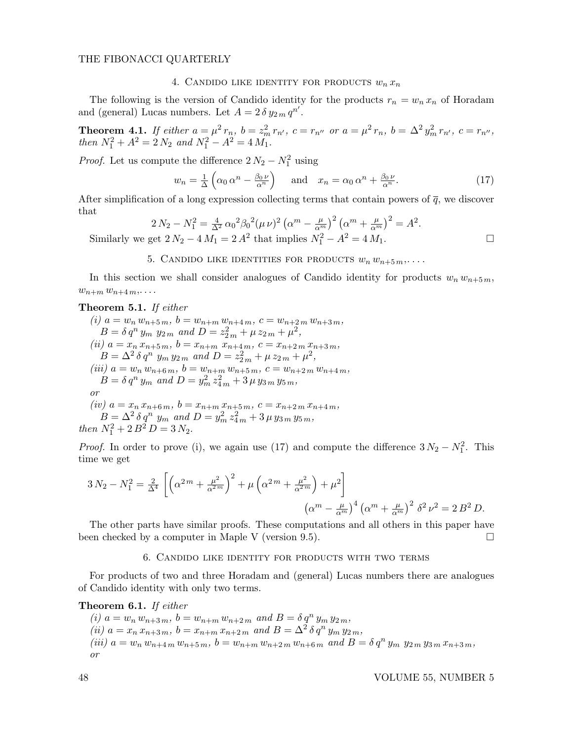## 4. Candido like identity for products $w_n\, x_n$

The following is the version of Candido identity for the products $r_n = w_n\, x_n$ of Horadam and (general) Lucas numbers. Let $A = 2\,\delta\, y_{2\,m}\, q^{n'}$.

**Theorem 4.1.** *If either $a = \mu^2\, r_n,\ b = z_m^2\, r_{n'},\ c = r_{n''}$ or $a = \mu^2\, r_n,\ b = \Delta^2\, y_m^2\, r_{n'},\ c = r_{n''}$, then $N_1^2 + A^2 = 2\, N_2$ and $N_1^2 - A^2 = 4\, M_1$.*

*Proof.* Let us compute the difference $2\, N_2 - N_1^2$ using

$$w_n = \tfrac{1}{\Delta}\left(\alpha_0\, \alpha^n - \tfrac{\beta_0\, \nu}{\alpha^n}\right) \quad \text{and} \quad x_n = \alpha_0\, \alpha^n + \tfrac{\beta_0\, \nu}{\alpha^n}. \tag{17}$$

After simplification of a long expression collecting terms that contain powers of $\overline{q}$, we discover that

$$2\, N_2 - N_1^2 = \tfrac{4}{\Delta^2}\, {\alpha_0}^2 {\beta_0}^2 (\mu\, \nu)^2 \left(\alpha^m - \tfrac{\mu}{\alpha^m}\right)^2 \left(\alpha^m + \tfrac{\mu}{\alpha^m}\right)^2 = A^2.$$

Similarly we get $2\, N_2 - 4\, M_1 = 2\, A^2$ that implies $N_1^2 - A^2 = 4\, M_1$. □

## 5. Candido like identities for products $w_n\, w_{n+5\,m}, \dots$

In this section we shall consider analogues of Candido identity for products $w_n\, w_{n+5\,m}$, $w_{n+m}\, w_{n+4\,m}, \dots$.

**Theorem 5.1.** *If either*

*(i) $a = w_n\, w_{n+5\,m},\ b = w_{n+m}\, w_{n+4\,m},\ c = w_{n+2\,m}\, w_{n+3\,m}$, $B = \delta\, q^n\, y_m\ y_{2\,m}$ and $D = z_{2\,m}^2 + \mu\, z_{2\,m} + \mu^2$,*

*(ii) $a = x_n\, x_{n+5\,m},\ b = x_{n+m}\ x_{n+4\,m},\ c = x_{n+2\,m}\, x_{n+3\,m}$, $B = \Delta^2\, \delta\, q^n\ y_m\, y_{2\,m}$ and $D = z_{2\,m}^2 + \mu\, z_{2\,m} + \mu^2$,*

*(iii) $a = w_n\, w_{n+6\,m},\ b = w_{n+m}\, w_{n+5\,m},\ c = w_{n+2\,m}\, w_{n+4\,m}$, $B = \delta\, q^n\, y_m$ and $D = y_m^2\, z_{4\,m}^2 + 3\, \mu\, y_{3\,m}\, y_{5\,m}$,*

*or*

*(iv) $a = x_n\, x_{n+6\,m},\ b = x_{n+m}\, x_{n+5\,m},\ c = x_{n+2\,m}\, x_{n+4\,m}$, $B = \Delta^2\, \delta\, q^n\ y_m$ and $D = y_m^2\, z_{4\,m}^2 + 3\, \mu\, y_{3\,m}\, y_{5\,m}$,*

*then $N_1^2 + 2\, B^2\, D = 3\, N_2$.*

*Proof.* In order to prove (i), we again use (17) and compute the difference $3\, N_2 - N_1^2$. This time we get

$$3\, N_2 - N_1^2 = \tfrac{2}{\Delta^4}\left[\left(\alpha^{2\,m} + \tfrac{\mu^2}{\alpha^{2\,m}}\right)^2 + \mu\left(\alpha^{2\,m} + \tfrac{\mu^2}{\alpha^{2\,m}}\right) + \mu^2\right] \left(\alpha^m - \tfrac{\mu}{\alpha^m}\right)^4 \left(\alpha^m + \tfrac{\mu}{\alpha^m}\right)^2 \delta^2\, \nu^2 = 2\, B^2\, D.$$

The other parts have similar proofs. These computations and all others in this paper have been checked by a computer in Maple V (version 9.5). □

## 6. Candido like identity for products with two terms

For products of two and three Horadam and (general) Lucas numbers there are analogues of Candido identity with only two terms.

**Theorem 6.1.** *If either*

*(i) $a = w_n\, w_{n+3\,m},\ b = w_{n+m}\, w_{n+2\,m}$ and $B = \delta\, q^n\, y_m\, y_{2\,m}$,*

*(ii) $a = x_n\, x_{n+3\,m},\ b = x_{n+m}\, x_{n+2\,m}$ and $B = \Delta^2\, \delta\, q^n\, y_m\, y_{2\,m}$,*

*(iii) $a = w_n\, w_{n+4\,m}\, w_{n+5\,m},\ b = w_{n+m}\, w_{n+2\,m}\, w_{n+6\,m}$ and $B = \delta\, q^n\, y_m\ y_{2\,m}\, y_{3\,m}\, x_{n+3\,m}$,*

*or*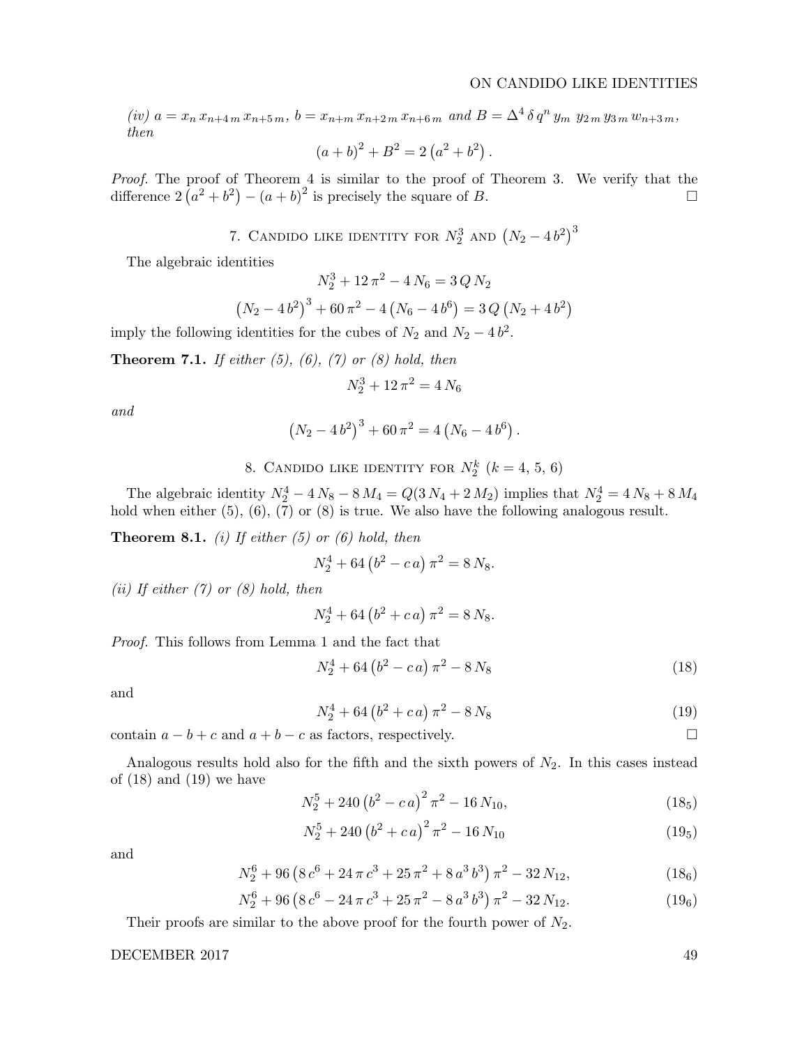*(iv)* $a = x_n\, x_{n+4\,m}\, x_{n+5\,m}$, $b = x_{n+m}\, x_{n+2\,m}\, x_{n+6\,m}$ *and* $B = \Delta^4\, \delta\, q^n\, y_m\; y_{2\,m}\, y_{3\,m}\, w_{n+3\,m}$, *then*

$$(a+b)^2 + B^2 = 2\left(a^2 + b^2\right).$$

*Proof.* The proof of Theorem 4 is similar to the proof of Theorem 3. We verify that the difference $2\left(a^2 + b^2\right) - (a+b)^2$ is precisely the square of $B$. □

## 7. Candido like identity for $N_2^3$ and $\left(N_2 - 4\,b^2\right)^3$

The algebraic identities

$$N_2^3 + 12\,\pi^2 - 4\,N_6 = 3\,Q\,N_2$$

$$\left(N_2 - 4\,b^2\right)^3 + 60\,\pi^2 - 4\left(N_6 - 4\,b^6\right) = 3\,Q\left(N_2 + 4\,b^2\right)$$

imply the following identities for the cubes of $N_2$ and $N_2 - 4\,b^2$.

**Theorem 7.1.** *If either (5), (6), (7) or (8) hold, then*

$$N_2^3 + 12\,\pi^2 = 4\,N_6$$

*and*

$$\left(N_2 - 4\,b^2\right)^3 + 60\,\pi^2 = 4\left(N_6 - 4\,b^6\right).$$

## 8. Candido like identity for $N_2^k$ ($k = 4,\, 5,\, 6$)

The algebraic identity $N_2^4 - 4\,N_8 - 8\,M_4 = Q(3\,N_4 + 2\,M_2)$ implies that $N_2^4 = 4\,N_8 + 8\,M_4$ hold when either (5), (6), (7) or (8) is true. We also have the following analogous result.

**Theorem 8.1.** *(i) If either (5) or (6) hold, then*

$$N_2^4 + 64\left(b^2 - c\,a\right)\pi^2 = 8\,N_8.$$

*(ii) If either (7) or (8) hold, then*

$$N_2^4 + 64\left(b^2 + c\,a\right)\pi^2 = 8\,N_8.$$

*Proof.* This follows from Lemma 1 and the fact that

$$N_2^4 + 64\left(b^2 - c\,a\right)\pi^2 - 8\,N_8 \tag{18}$$

and

$$N_2^4 + 64\left(b^2 + c\,a\right)\pi^2 - 8\,N_8 \tag{19}$$

contain $a - b + c$ and $a + b - c$ as factors, respectively. □

Analogous results hold also for the fifth and the sixth powers of $N_2$. In this cases instead of (18) and (19) we have

$$N_2^5 + 240\left(b^2 - c\,a\right)^2\pi^2 - 16\,N_{10}, \tag{$18_5$}$$

$$N_2^5 + 240\left(b^2 + c\,a\right)^2\pi^2 - 16\,N_{10} \tag{$19_5$}$$

and

$$N_2^6 + 96\left(8\,c^6 + 24\,\pi\,c^3 + 25\,\pi^2 + 8\,a^3\,b^3\right)\pi^2 - 32\,N_{12}, \tag{$18_6$}$$

$$N_2^6 + 96\left(8\,c^6 - 24\,\pi\,c^3 + 25\,\pi^2 - 8\,a^3\,b^3\right)\pi^2 - 32\,N_{12}. \tag{$19_6$}$$

Their proofs are similar to the above proof for the fourth power of $N_2$.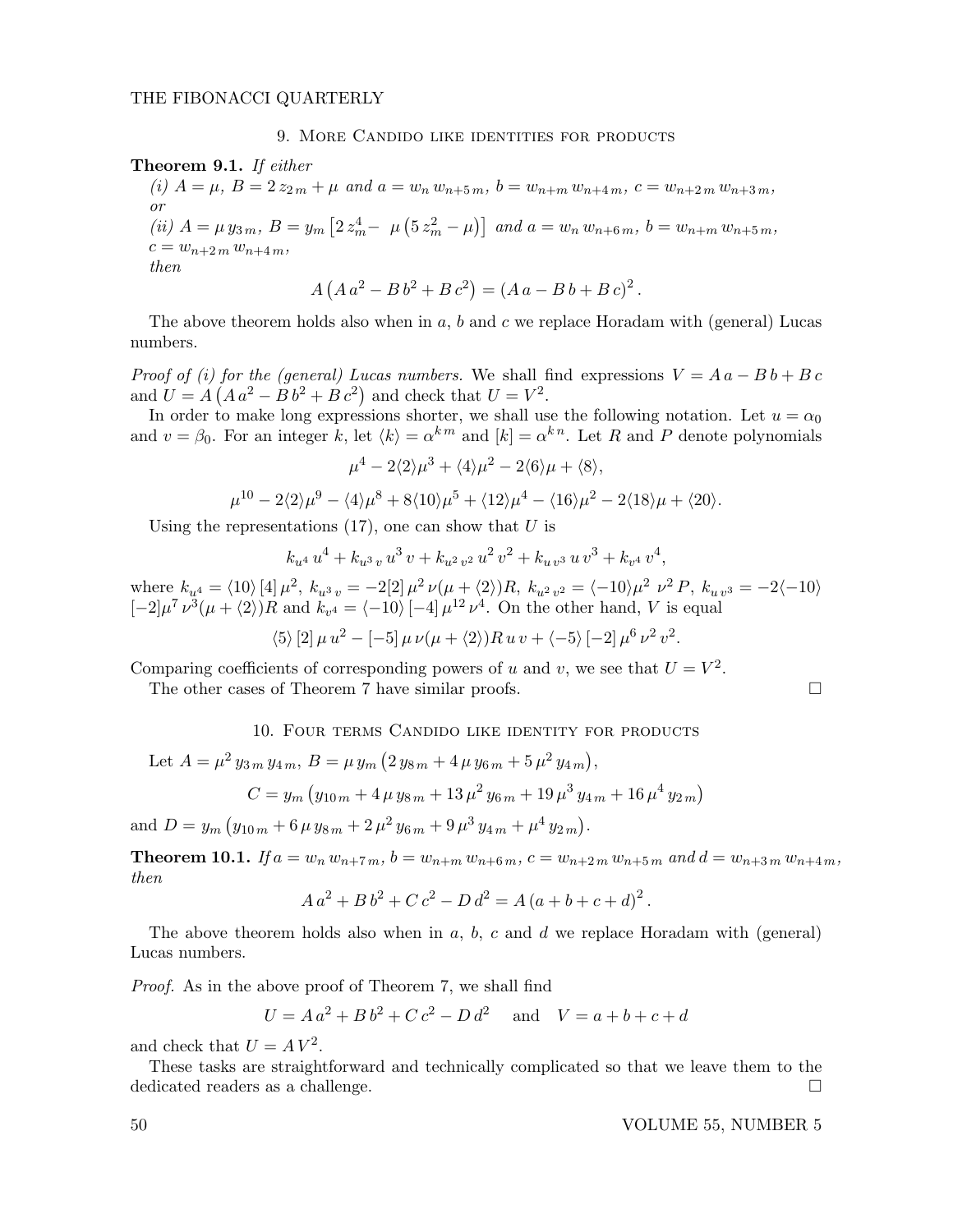## 9. More Candido like identities for products

**Theorem 9.1.** *If either*

*(i)* $A = \mu$, $B = 2\,z_{2\,m} + \mu$ *and* $a = w_n\,w_{n+5\,m}$, $b = w_{n+m}\,w_{n+4\,m}$, $c = w_{n+2\,m}\,w_{n+3\,m}$,

*or*

*(ii)* $A = \mu\,y_{3\,m}$, $B = y_m\left[2\,z_m^4 - \;\mu\left(5\,z_m^2 - \mu\right)\right]$ *and* $a = w_n\,w_{n+6\,m}$, $b = w_{n+m}\,w_{n+5\,m}$, $c = w_{n+2\,m}\,w_{n+4\,m}$,

*then*

$$A\left(A\,a^2 - B\,b^2 + B\,c^2\right) = \left(A\,a - B\,b + B\,c\right)^2.$$

The above theorem holds also when in $a$, $b$ and $c$ we replace Horadam with (general) Lucas numbers.

*Proof of (i) for the (general) Lucas numbers.* We shall find expressions $V = A\,a - B\,b + B\,c$ and $U = A\left(A\,a^2 - B\,b^2 + B\,c^2\right)$ and check that $U = V^2$.

In order to make long expressions shorter, we shall use the following notation. Let $u = \alpha_0$ and $v = \beta_0$. For an integer $k$, let $\langle k\rangle = \alpha^{k\,m}$ and $[k] = \alpha^{k\,n}$. Let $R$ and $P$ denote polynomials

$$\mu^4 - 2\langle 2\rangle\mu^3 + \langle 4\rangle\mu^2 - 2\langle 6\rangle\mu + \langle 8\rangle,$$

$$\mu^{10} - 2\langle 2\rangle\mu^9 - \langle 4\rangle\mu^8 + 8\langle 10\rangle\mu^5 + \langle 12\rangle\mu^4 - \langle 16\rangle\mu^2 - 2\langle 18\rangle\mu + \langle 20\rangle.$$

Using the representations (17), one can show that $U$ is

$$k_{u^4}\,u^4 + k_{u^3\,v}\,u^3\,v + k_{u^2\,v^2}\,u^2\,v^2 + k_{u\,v^3}\,u\,v^3 + k_{v^4}\,v^4,$$

where $k_{u^4} = \langle 10\rangle\,[4]\,\mu^2$, $k_{u^3\,v} = -2[2]\,\mu^2\,\nu(\mu + \langle 2\rangle)R$, $k_{u^2\,v^2} = \langle -10\rangle\mu^2\;\nu^2\,P$, $k_{u\,v^3} = -2\langle -10\rangle\,[-2]\mu^7\,\nu^3(\mu + \langle 2\rangle)R$ and $k_{v^4} = \langle -10\rangle\,[-4]\,\mu^{12}\,\nu^4$. On the other hand, $V$ is equal

$$\langle 5\rangle\,[2]\,\mu\,u^2 - [-5]\,\mu\,\nu(\mu + \langle 2\rangle)R\,u\,v + \langle -5\rangle\,[-2]\,\mu^6\,\nu^2\,v^2.$$

Comparing coefficients of corresponding powers of $u$ and $v$, we see that $U = V^2$.

The other cases of Theorem 7 have similar proofs. □

## 10. Four terms Candido like identity for products

Let $A = \mu^2\,y_{3\,m}\,y_{4\,m}$, $B = \mu\,y_m\left(2\,y_{8\,m} + 4\,\mu\,y_{6\,m} + 5\,\mu^2\,y_{4\,m}\right)$,

$$C = y_m\left(y_{10\,m} + 4\,\mu\,y_{8\,m} + 13\,\mu^2\,y_{6\,m} + 19\,\mu^3\,y_{4\,m} + 16\,\mu^4\,y_{2\,m}\right)$$

and $D = y_m\left(y_{10\,m} + 6\,\mu\,y_{8\,m} + 2\,\mu^2\,y_{6\,m} + 9\,\mu^3\,y_{4\,m} + \mu^4\,y_{2\,m}\right)$.

**Theorem 10.1.** *If* $a = w_n\,w_{n+7\,m}$, $b = w_{n+m}\,w_{n+6\,m}$, $c = w_{n+2\,m}\,w_{n+5\,m}$ *and* $d = w_{n+3\,m}\,w_{n+4\,m}$, *then*

$$A\,a^2 + B\,b^2 + C\,c^2 - D\,d^2 = A\left(a + b + c + d\right)^2.$$

The above theorem holds also when in $a$, $b$, $c$ and $d$ we replace Horadam with (general) Lucas numbers.

*Proof.* As in the above proof of Theorem 7, we shall find

$$U = A\,a^2 + B\,b^2 + C\,c^2 - D\,d^2 \quad\text{ and }\quad V = a + b + c + d$$

and check that $U = A\,V^2$.

These tasks are straightforward and technically complicated so that we leave them to the dedicated readers as a challenge. □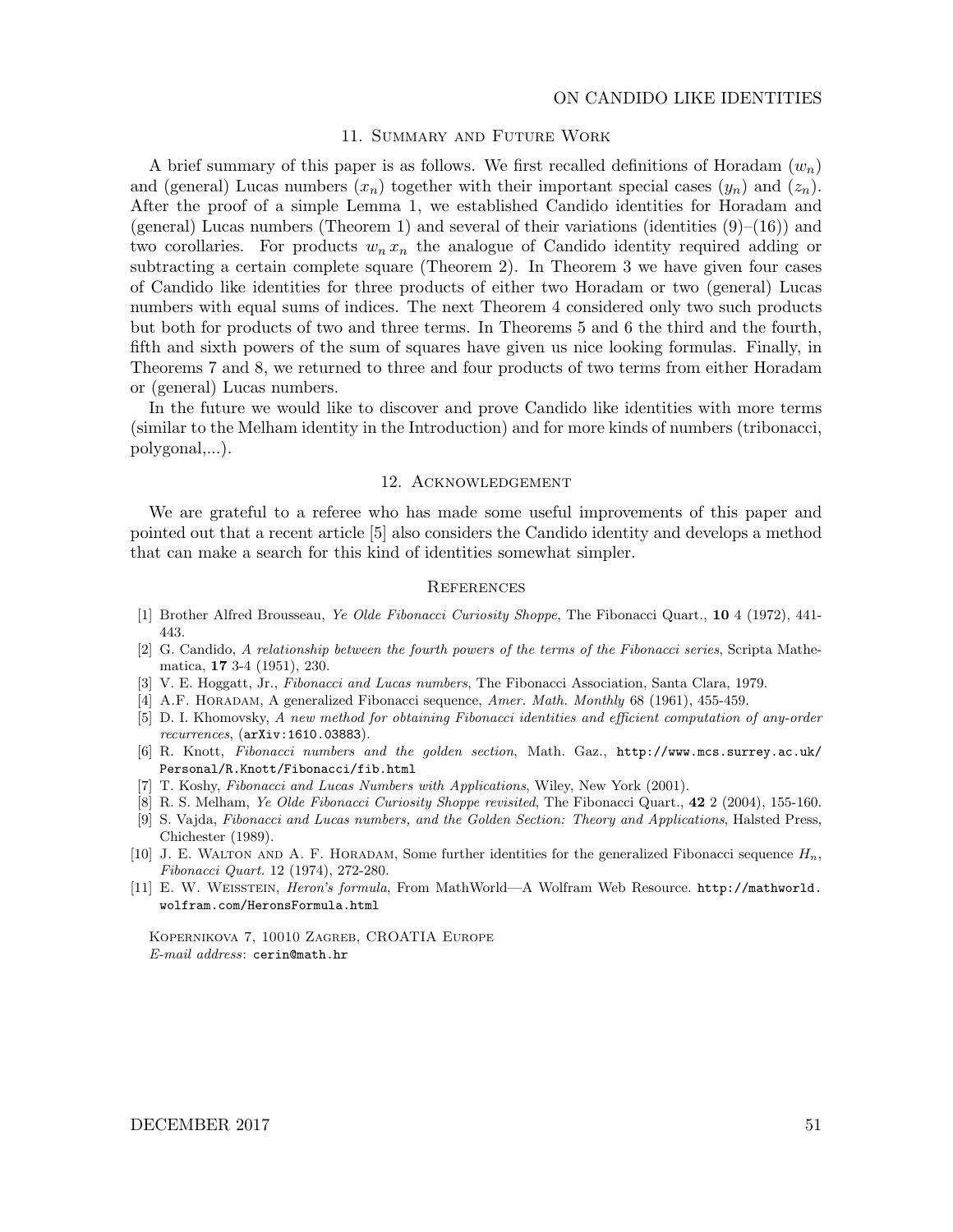## 11. Summary and Future Work

A brief summary of this paper is as follows. We first recalled definitions of Horadam $(w_n)$ and (general) Lucas numbers $(x_n)$ together with their important special cases $(y_n)$ and $(z_n)$. After the proof of a simple Lemma 1, we established Candido identities for Horadam and (general) Lucas numbers (Theorem 1) and several of their variations (identities (9)–(16)) and two corollaries. For products $w_n x_n$ the analogue of Candido identity required adding or subtracting a certain complete square (Theorem 2). In Theorem 3 we have given four cases of Candido like identities for three products of either two Horadam or two (general) Lucas numbers with equal sums of indices. The next Theorem 4 considered only two such products but both for products of two and three terms. In Theorems 5 and 6 the third and the fourth, fifth and sixth powers of the sum of squares have given us nice looking formulas. Finally, in Theorems 7 and 8, we returned to three and four products of two terms from either Horadam or (general) Lucas numbers.

In the future we would like to discover and prove Candido like identities with more terms (similar to the Melham identity in the Introduction) and for more kinds of numbers (tribonacci, polygonal,...).

## 12. Acknowledgement

We are grateful to a referee who has made some useful improvements of this paper and pointed out that a recent article [5] also considers the Candido identity and develops a method that can make a search for this kind of identities somewhat simpler.

## References

[1] Brother Alfred Brousseau, *Ye Olde Fibonacci Curiosity Shoppe*, The Fibonacci Quart., **10** 4 (1972), 441-443.

[2] G. Candido, *A relationship between the fourth powers of the terms of the Fibonacci series*, Scripta Mathematica, **17** 3-4 (1951), 230.

[3] V. E. Hoggatt, Jr., *Fibonacci and Lucas numbers*, The Fibonacci Association, Santa Clara, 1979.

[4] A.F. Horadam, A generalized Fibonacci sequence, *Amer. Math. Monthly* 68 (1961), 455-459.

[5] D. I. Khomovsky, *A new method for obtaining Fibonacci identities and efficient computation of any-order recurrences*, (arXiv:1610.03883).

[6] R. Knott, *Fibonacci numbers and the golden section*, Math. Gaz., http://www.mcs.surrey.ac.uk/Personal/R.Knott/Fibonacci/fib.html

[7] T. Koshy, *Fibonacci and Lucas Numbers with Applications*, Wiley, New York (2001).

[8] R. S. Melham, *Ye Olde Fibonacci Curiosity Shoppe revisited*, The Fibonacci Quart., **42** 2 (2004), 155-160.

[9] S. Vajda, *Fibonacci and Lucas numbers, and the Golden Section: Theory and Applications*, Halsted Press, Chichester (1989).

[10] J. E. Walton and A. F. Horadam, Some further identities for the generalized Fibonacci sequence $H_n$, *Fibonacci Quart.* 12 (1974), 272-280.

[11] E. W. Weisstein, *Heron's formula*, From MathWorld—A Wolfram Web Resource. http://mathworld.wolfram.com/HeronsFormula.html

Kopernikova 7, 10010 Zagreb, CROATIA Europe
*E-mail address*: cerin@math.hr